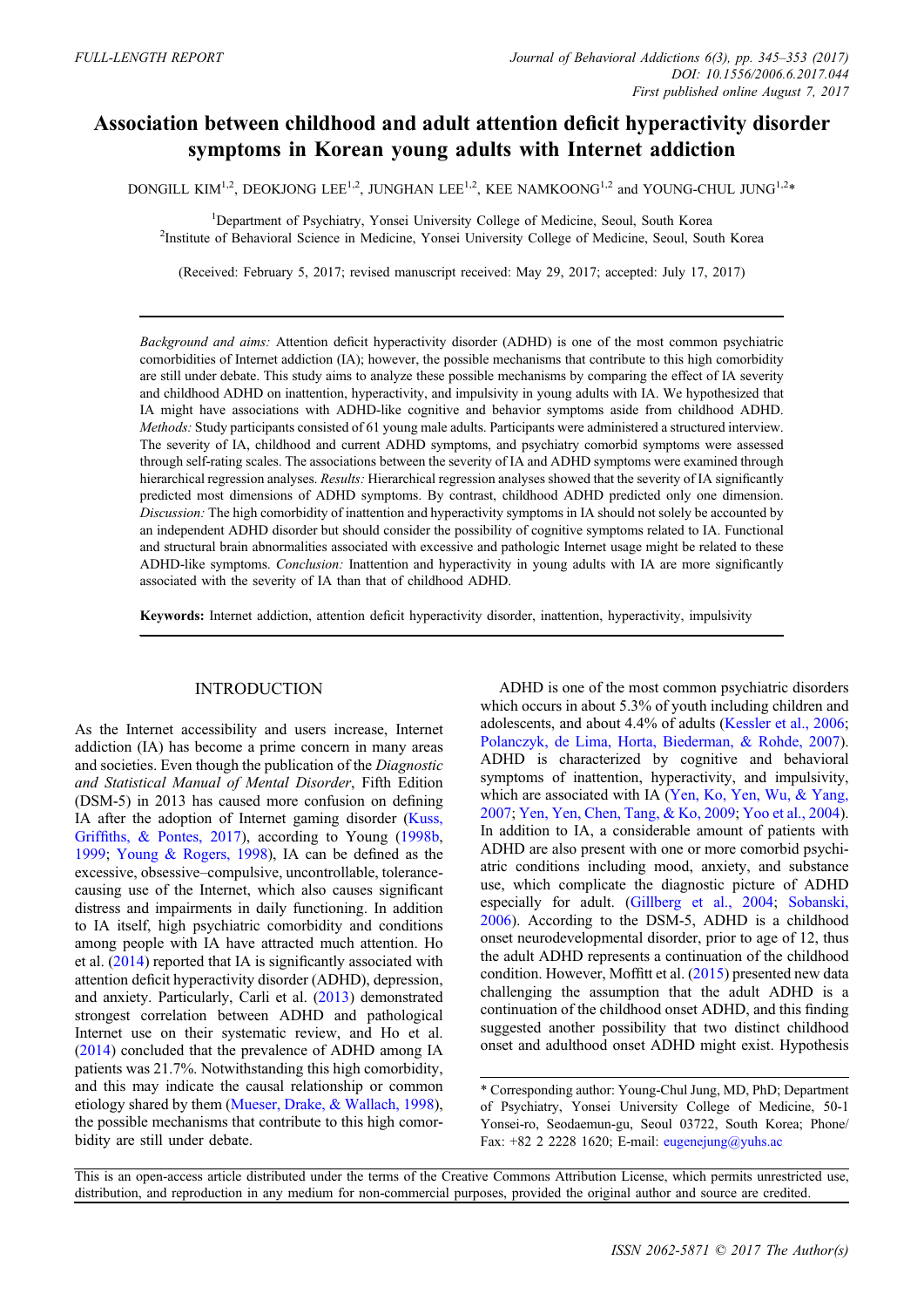FULL-LENGTH REPORT

# Association between childhood and adult attention deficit hyperactivity disorder symptoms in Korean young adults with Internet addiction

DONGILL KIM[1,2], DEOKJONG LEE[1,2], JUNGHAN LEE[1,2], KEE NAMKOONG[1,2] and YOUNG-CHUL JUNG[1,2]*

[1]Department of Psychiatry, Yonsei University College of Medicine, Seoul, South Korea
[2]Institute of Behavioral Science in Medicine, Yonsei University College of Medicine, Seoul, South Korea

(Received: February 5, 2017; revised manuscript received: May 29, 2017; accepted: July 17, 2017)

*Background and aims:* Attention deficit hyperactivity disorder (ADHD) is one of the most common psychiatric comorbidities of Internet addiction (IA); however, the possible mechanisms that contribute to this high comorbidity are still under debate. This study aims to analyze these possible mechanisms by comparing the effect of IA severity and childhood ADHD on inattention, hyperactivity, and impulsivity in young adults with IA. We hypothesized that IA might have associations with ADHD-like cognitive and behavior symptoms aside from childhood ADHD. *Methods:* Study participants consisted of 61 young male adults. Participants were administered a structured interview. The severity of IA, childhood and current ADHD symptoms, and psychiatry comorbid symptoms were assessed through self-rating scales. The associations between the severity of IA and ADHD symptoms were examined through hierarchical regression analyses. *Results:* Hierarchical regression analyses showed that the severity of IA significantly predicted most dimensions of ADHD symptoms. By contrast, childhood ADHD predicted only one dimension. *Discussion:* The high comorbidity of inattention and hyperactivity symptoms in IA should not solely be accounted by an independent ADHD disorder but should consider the possibility of cognitive symptoms related to IA. Functional and structural brain abnormalities associated with excessive and pathologic Internet usage might be related to these ADHD-like symptoms. *Conclusion:* Inattention and hyperactivity in young adults with IA are more significantly associated with the severity of IA than that of childhood ADHD.

**Keywords:** Internet addiction, attention deficit hyperactivity disorder, inattention, hyperactivity, impulsivity

## INTRODUCTION

As the Internet accessibility and users increase, Internet addiction (IA) has become a prime concern in many areas and societies. Even though the publication of the *Diagnostic and Statistical Manual of Mental Disorder*, Fifth Edition (DSM-5) in 2013 has caused more confusion on defining IA after the adoption of Internet gaming disorder (Kuss, Griffiths, & Pontes, 2017), according to Young (1998b, 1999; Young & Rogers, 1998), IA can be defined as the excessive, obsessive–compulsive, uncontrollable, tolerance-causing use of the Internet, which also causes significant distress and impairments in daily functioning. In addition to IA itself, high psychiatric comorbidity and conditions among people with IA have attracted much attention. Ho et al. (2014) reported that IA is significantly associated with attention deficit hyperactivity disorder (ADHD), depression, and anxiety. Particularly, Carli et al. (2013) demonstrated strongest correlation between ADHD and pathological Internet use on their systematic review, and Ho et al. (2014) concluded that the prevalence of ADHD among IA patients was 21.7%. Notwithstanding this high comorbidity, and this may indicate the causal relationship or common etiology shared by them (Mueser, Drake, & Wallach, 1998), the possible mechanisms that contribute to this high comorbidity are still under debate.

ADHD is one of the most common psychiatric disorders which occurs in about 5.3% of youth including children and adolescents, and about 4.4% of adults (Kessler et al., 2006; Polanczyk, de Lima, Horta, Biederman, & Rohde, 2007). ADHD is characterized by cognitive and behavioral symptoms of inattention, hyperactivity, and impulsivity, which are associated with IA (Yen, Ko, Yen, Wu, & Yang, 2007; Yen, Yen, Chen, Tang, & Ko, 2009; Yoo et al., 2004). In addition to IA, a considerable amount of patients with ADHD are also present with one or more comorbid psychiatric conditions including mood, anxiety, and substance use, which complicate the diagnostic picture of ADHD especially for adult. (Gillberg et al., 2004; Sobanski, 2006). According to the DSM-5, ADHD is a childhood onset neurodevelopmental disorder, prior to age of 12, thus the adult ADHD represents a continuation of the childhood condition. However, Moffitt et al. (2015) presented new data challenging the assumption that the adult ADHD is a continuation of the childhood onset ADHD, and this finding suggested another possibility that two distinct childhood onset and adulthood onset ADHD might exist. Hypothesis

\* Corresponding author: Young-Chul Jung, MD, PhD; Department of Psychiatry, Yonsei University College of Medicine, 50-1 Yonsei-ro, Seodaemun-gu, Seoul 03722, South Korea; Phone/Fax: +82 2 2228 1620; E-mail: eugenejung@yuhs.ac

This is an open-access article distributed under the terms of the Creative Commons Attribution License, which permits unrestricted use, distribution, and reproduction in any medium for non-commercial purposes, provided the original author and source are credited.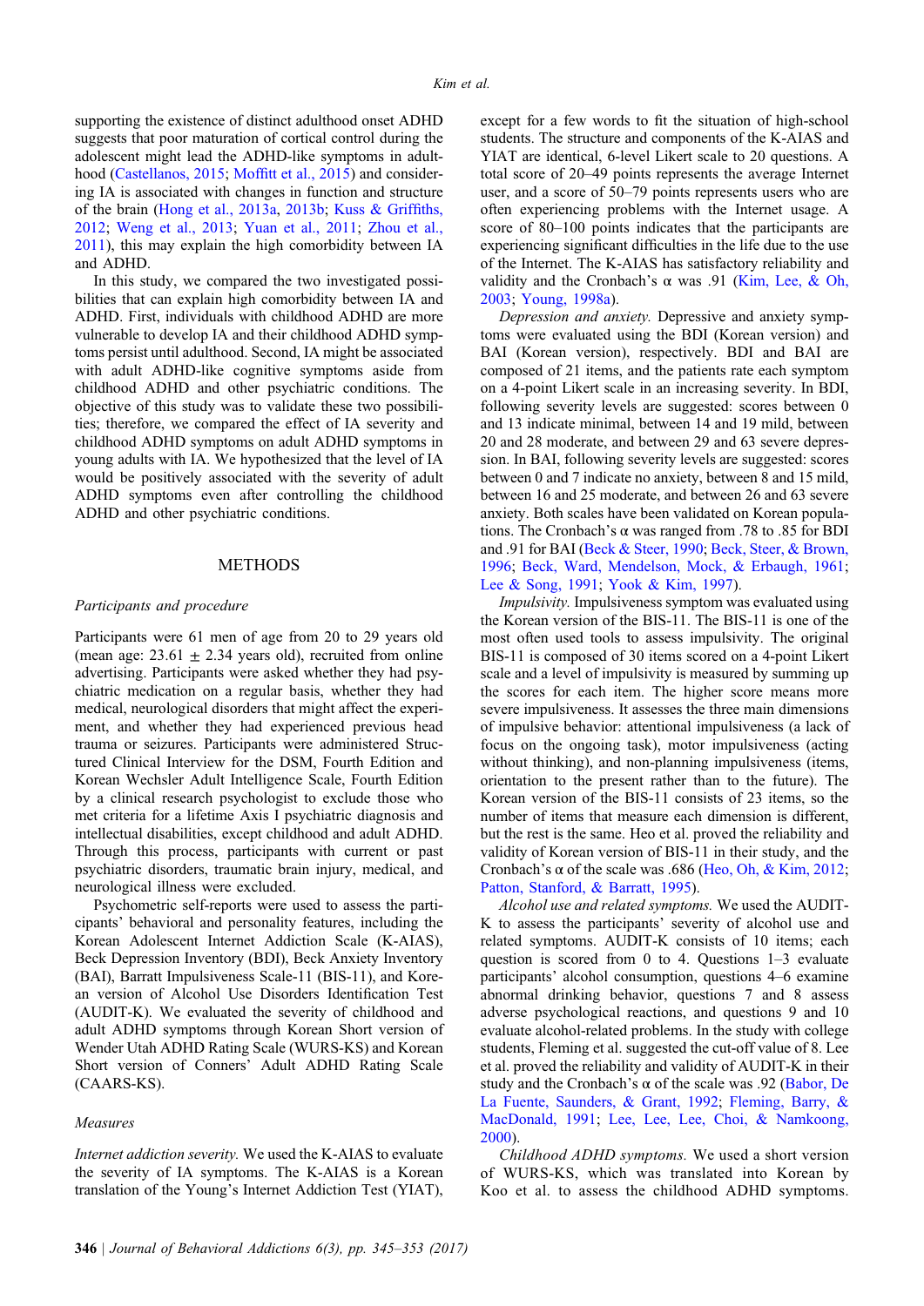supporting the existence of distinct adulthood onset ADHD suggests that poor maturation of cortical control during the adolescent might lead the ADHD-like symptoms in adulthood (Castellanos, 2015; Moffitt et al., 2015) and considering IA is associated with changes in function and structure of the brain (Hong et al., 2013a, 2013b; Kuss & Griffiths, 2012; Weng et al., 2013; Yuan et al., 2011; Zhou et al., 2011), this may explain the high comorbidity between IA and ADHD.

In this study, we compared the two investigated possibilities that can explain high comorbidity between IA and ADHD. First, individuals with childhood ADHD are more vulnerable to develop IA and their childhood ADHD symptoms persist until adulthood. Second, IA might be associated with adult ADHD-like cognitive symptoms aside from childhood ADHD and other psychiatric conditions. The objective of this study was to validate these two possibilities; therefore, we compared the effect of IA severity and childhood ADHD symptoms on adult ADHD symptoms in young adults with IA. We hypothesized that the level of IA would be positively associated with the severity of adult ADHD symptoms even after controlling the childhood ADHD and other psychiatric conditions.

## METHODS

### *Participants and procedure*

Participants were 61 men of age from 20 to 29 years old (mean age: 23.61 ± 2.34 years old), recruited from online advertising. Participants were asked whether they had psychiatric medication on a regular basis, whether they had medical, neurological disorders that might affect the experiment, and whether they had experienced previous head trauma or seizures. Participants were administered Structured Clinical Interview for the DSM, Fourth Edition and Korean Wechsler Adult Intelligence Scale, Fourth Edition by a clinical research psychologist to exclude those who met criteria for a lifetime Axis I psychiatric diagnosis and intellectual disabilities, except childhood and adult ADHD. Through this process, participants with current or past psychiatric disorders, traumatic brain injury, medical, and neurological illness were excluded.

Psychometric self-reports were used to assess the participants' behavioral and personality features, including the Korean Adolescent Internet Addiction Scale (K-AIAS), Beck Depression Inventory (BDI), Beck Anxiety Inventory (BAI), Barratt Impulsiveness Scale-11 (BIS-11), and Korean version of Alcohol Use Disorders Identification Test (AUDIT-K). We evaluated the severity of childhood and adult ADHD symptoms through Korean Short version of Wender Utah ADHD Rating Scale (WURS-KS) and Korean Short version of Conners' Adult ADHD Rating Scale (CAARS-KS).

### *Measures*

*Internet addiction severity.* We used the K-AIAS to evaluate the severity of IA symptoms. The K-AIAS is a Korean translation of the Young's Internet Addiction Test (YIAT), except for a few words to fit the situation of high-school students. The structure and components of the K-AIAS and YIAT are identical, 6-level Likert scale to 20 questions. A total score of 20–49 points represents the average Internet user, and a score of 50–79 points represents users who are often experiencing problems with the Internet usage. A score of 80–100 points indicates that the participants are experiencing significant difficulties in the life due to the use of the Internet. The K-AIAS has satisfactory reliability and validity and the Cronbach's α was .91 (Kim, Lee, & Oh, 2003; Young, 1998a).

*Depression and anxiety.* Depressive and anxiety symptoms were evaluated using the BDI (Korean version) and BAI (Korean version), respectively. BDI and BAI are composed of 21 items, and the patients rate each symptom on a 4-point Likert scale in an increasing severity. In BDI, following severity levels are suggested: scores between 0 and 13 indicate minimal, between 14 and 19 mild, between 20 and 28 moderate, and between 29 and 63 severe depression. In BAI, following severity levels are suggested: scores between 0 and 7 indicate no anxiety, between 8 and 15 mild, between 16 and 25 moderate, and between 26 and 63 severe anxiety. Both scales have been validated on Korean populations. The Cronbach's α was ranged from .78 to .85 for BDI and .91 for BAI (Beck & Steer, 1990; Beck, Steer, & Brown, 1996; Beck, Ward, Mendelson, Mock, & Erbaugh, 1961; Lee & Song, 1991; Yook & Kim, 1997).

*Impulsivity.* Impulsiveness symptom was evaluated using the Korean version of the BIS-11. The BIS-11 is one of the most often used tools to assess impulsivity. The original BIS-11 is composed of 30 items scored on a 4-point Likert scale and a level of impulsivity is measured by summing up the scores for each item. The higher score means more severe impulsiveness. It assesses the three main dimensions of impulsive behavior: attentional impulsiveness (a lack of focus on the ongoing task), motor impulsiveness (acting without thinking), and non-planning impulsiveness (items, orientation to the present rather than to the future). The Korean version of the BIS-11 consists of 23 items, so the number of items that measure each dimension is different, but the rest is the same. Heo et al. proved the reliability and validity of Korean version of BIS-11 in their study, and the Cronbach's α of the scale was .686 (Heo, Oh, & Kim, 2012; Patton, Stanford, & Barratt, 1995).

*Alcohol use and related symptoms.* We used the AUDIT-K to assess the participants' severity of alcohol use and related symptoms. AUDIT-K consists of 10 items; each question is scored from 0 to 4. Questions 1–3 evaluate participants' alcohol consumption, questions 4–6 examine abnormal drinking behavior, questions 7 and 8 assess adverse psychological reactions, and questions 9 and 10 evaluate alcohol-related problems. In the study with college students, Fleming et al. suggested the cut-off value of 8. Lee et al. proved the reliability and validity of AUDIT-K in their study and the Cronbach's α of the scale was .92 (Babor, De La Fuente, Saunders, & Grant, 1992; Fleming, Barry, & MacDonald, 1991; Lee, Lee, Lee, Choi, & Namkoong, 2000).

*Childhood ADHD symptoms.* We used a short version of WURS-KS, which was translated into Korean by Koo et al. to assess the childhood ADHD symptoms.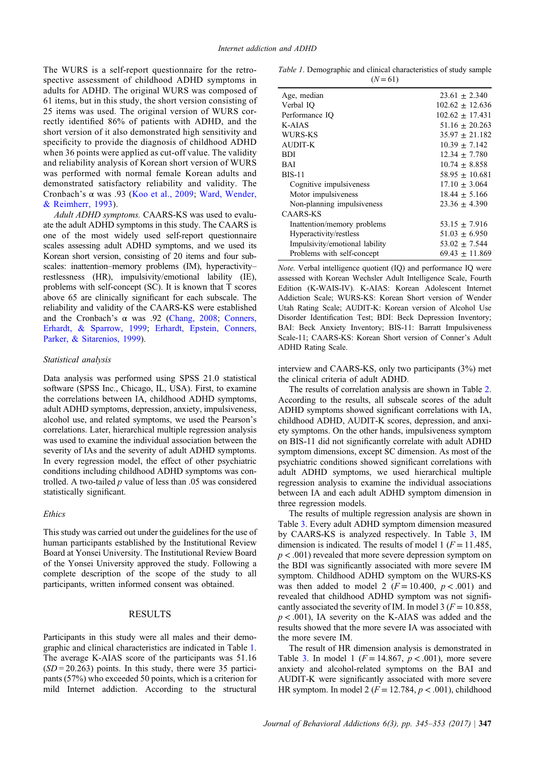The WURS is a self-report questionnaire for the retrospective assessment of childhood ADHD symptoms in adults for ADHD. The original WURS was composed of 61 items, but in this study, the short version consisting of 25 items was used. The original version of WURS correctly identified 86% of patients with ADHD, and the short version of it also demonstrated high sensitivity and specificity to provide the diagnosis of childhood ADHD when 36 points were applied as cut-off value. The validity and reliability analysis of Korean short version of WURS was performed with normal female Korean adults and demonstrated satisfactory reliability and validity. The Cronbach's α was .93 (Koo et al., 2009; Ward, Wender, & Reimherr, 1993).

*Adult ADHD symptoms.* CAARS-KS was used to evaluate the adult ADHD symptoms in this study. The CAARS is one of the most widely used self-report questionnaire scales assessing adult ADHD symptoms, and we used its Korean short version, consisting of 20 items and four subscales: inattention–memory problems (IM), hyperactivity–restlessness (HR), impulsivity/emotional lability (IE), problems with self-concept (SC). It is known that T scores above 65 are clinically significant for each subscale. The reliability and validity of the CAARS-KS were established and the Cronbach's α was .92 (Chang, 2008; Conners, Erhardt, & Sparrow, 1999; Erhardt, Epstein, Conners, Parker, & Sitarenios, 1999).

### Statistical analysis

Data analysis was performed using SPSS 21.0 statistical software (SPSS Inc., Chicago, IL, USA). First, to examine the correlations between IA, childhood ADHD symptoms, adult ADHD symptoms, depression, anxiety, impulsiveness, alcohol use, and related symptoms, we used the Pearson's correlations. Later, hierarchical multiple regression analysis was used to examine the individual association between the severity of IAs and the severity of adult ADHD symptoms. In every regression model, the effect of other psychiatric conditions including childhood ADHD symptoms was controlled. A two-tailed $p$ value of less than .05 was considered statistically significant.

### Ethics

This study was carried out under the guidelines for the use of human participants established by the Institutional Review Board at Yonsei University. The Institutional Review Board of the Yonsei University approved the study. Following a complete description of the scope of the study to all participants, written informed consent was obtained.

## RESULTS

Participants in this study were all males and their demographic and clinical characteristics are indicated in Table 1. The average K-AIAS score of the participants was 51.16 ($SD = 20.263$) points. In this study, there were 35 participants (57%) who exceeded 50 points, which is a criterion for mild Internet addiction. According to the structural interview and CAARS-KS, only two participants (3%) met the clinical criteria of adult ADHD.

*Table 1.* Demographic and clinical characteristics of study sample ($N = 61$)

| | |
|---|---|
| Age, median | 23.61 ± 2.340 |
| Verbal IQ | 102.62 ± 12.636 |
| Performance IQ | 102.62 ± 17.431 |
| K-AIAS | 51.16 ± 20.263 |
| WURS-KS | 35.97 ± 21.182 |
| AUDIT-K | 10.39 ± 7.142 |
| BDI | 12.34 ± 7.780 |
| BAI | 10.74 ± 8.858 |
| BIS-11 | 58.95 ± 10.681 |
| Cognitive impulsiveness | 17.10 ± 3.064 |
| Motor impulsiveness | 18.44 ± 5.166 |
| Non-planning impulsiveness | 23.36 ± 4.390 |
| CAARS-KS | |
| Inattention/memory problems | 53.15 ± 7.916 |
| Hyperactivity/restless | 51.03 ± 6.950 |
| Impulsivity/emotional lability | 53.02 ± 7.544 |
| Problems with self-concept | 69.43 ± 11.869 |

*Note.* Verbal intelligence quotient (IQ) and performance IQ were assessed with Korean Wechsler Adult Intelligence Scale, Fourth Edition (K-WAIS-IV). K-AIAS: Korean Adolescent Internet Addiction Scale; WURS-KS: Korean Short version of Wender Utah Rating Scale; AUDIT-K: Korean version of Alcohol Use Disorder Identification Test; BDI: Beck Depression Inventory; BAI: Beck Anxiety Inventory; BIS-11: Barratt Impulsiveness Scale-11; CAARS-KS: Korean Short version of Conner's Adult ADHD Rating Scale.

The results of correlation analysis are shown in Table 2. According to the results, all subscale scores of the adult ADHD symptoms showed significant correlations with IA, childhood ADHD, AUDIT-K scores, depression, and anxiety symptoms. On the other hands, impulsiveness symptom on BIS-11 did not significantly correlate with adult ADHD symptom dimensions, except SC dimension. As most of the psychiatric conditions showed significant correlations with adult ADHD symptoms, we used hierarchical multiple regression analysis to examine the individual associations between IA and each adult ADHD symptom dimension in three regression models.

The results of multiple regression analysis are shown in Table 3. Every adult ADHD symptom dimension measured by CAARS-KS is analyzed respectively. In Table 3, IM dimension is indicated. The results of model 1 ($F = 11.485$, $p < .001$) revealed that more severe depression symptom on the BDI was significantly associated with more severe IM symptom. Childhood ADHD symptom on the WURS-KS was then added to model 2 ($F = 10.400$, $p < .001$) and revealed that childhood ADHD symptom was not significantly associated the severity of IM. In model 3 ($F = 10.858$, $p < .001$), IA severity on the K-AIAS was added and the results showed that the more severe IA was associated with the more severe IM.

The result of HR dimension analysis is demonstrated in Table 3. In model 1 ($F = 14.867$, $p < .001$), more severe anxiety and alcohol-related symptoms on the BAI and AUDIT-K were significantly associated with more severe HR symptom. In model 2 ($F = 12.784$, $p < .001$), childhood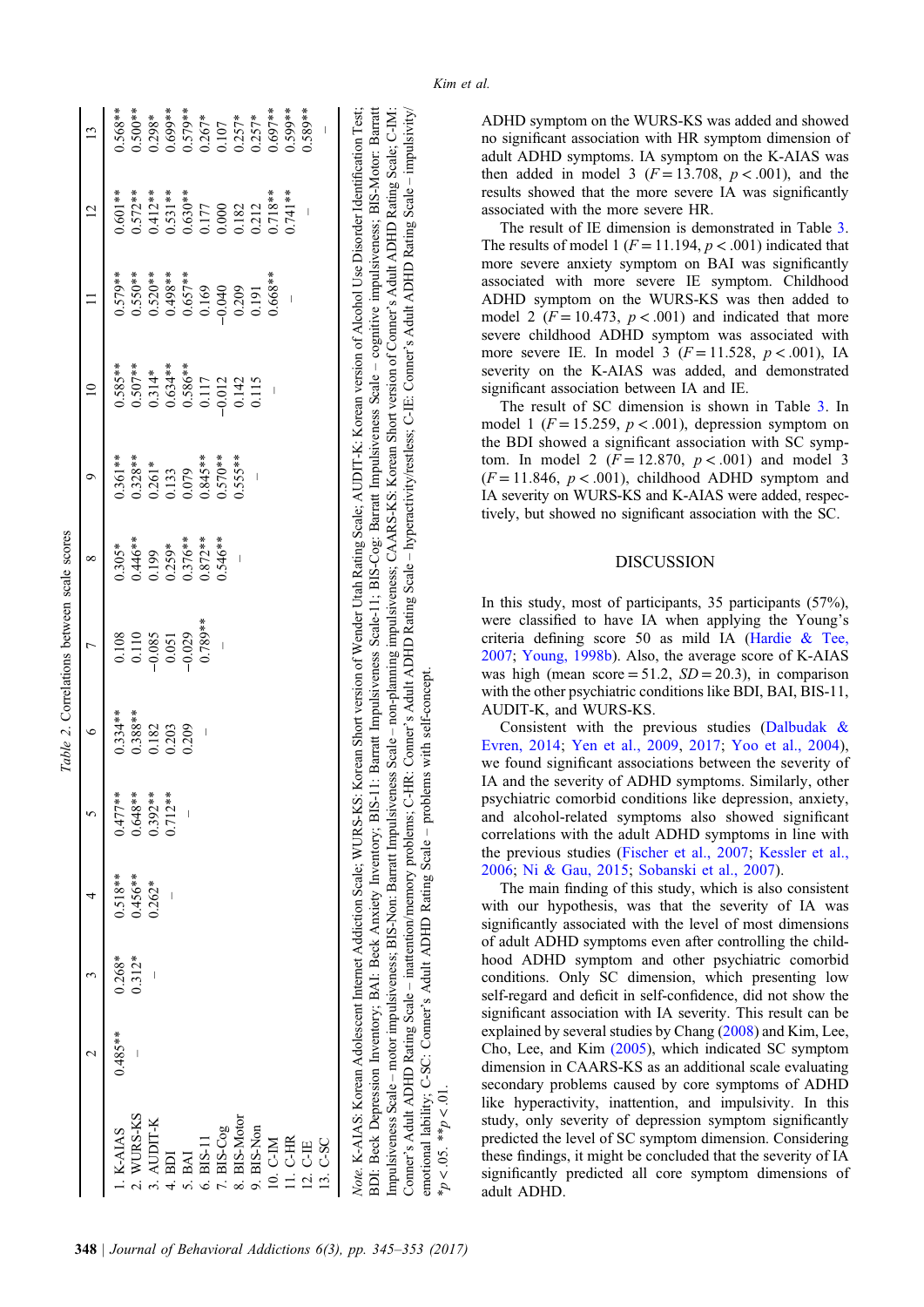*Table 2.* Correlations between scale scores

| | 2 | 3 | 4 | 5 | 6 | 7 | 8 | 9 | 10 | 11 | 12 | 13 |
|---|---|---|---|---|---|---|---|---|---|---|---|---|
| 1. K-AIAS | 0.485** | 0.268* | 0.518** | 0.477** | 0.334** | 0.108 | 0.305* | 0.361** | 0.585** | 0.579** | 0.601** | 0.568** |
| 2. WURS-KS | – | 0.312* | 0.456** | 0.648** | 0.388** | 0.110 | 0.446** | 0.328** | 0.507** | 0.550** | 0.572** | 0.500** |
| 3. AUDIT-K | | – | 0.262* | 0.392** | 0.182 | −0.085 | 0.199 | 0.261* | 0.314* | 0.520** | 0.412** | 0.298* |
| 4. BDI | | | – | 0.712** | 0.203 | 0.051 | 0.259* | 0.133 | 0.634** | 0.498** | 0.531** | 0.699** |
| 5. BAI | | | | – | 0.209 | −0.029 | 0.376** | 0.079 | 0.586** | 0.657** | 0.630** | 0.579** |
| 6. BIS-11 | | | | | – | 0.789** | 0.872** | 0.845** | 0.117 | 0.169 | 0.177 | 0.267* |
| 7. BIS-Cog | | | | | | – | 0.546** | 0.570** | −0.012 | −0.040 | 0.000 | 0.107 |
| 8. BIS-Motor | | | | | | | – | 0.555** | 0.142 | 0.209 | 0.182 | 0.257* |
| 9. BIS-Non | | | | | | | | – | 0.115 | 0.191 | 0.212 | 0.257* |
| 10. C-IM | | | | | | | | | – | 0.668** | 0.718** | 0.697** |
| 11. C-HR | | | | | | | | | | – | 0.741** | 0.599** |
| 12. C-IE | | | | | | | | | | | – | 0.589** |
| 13. C-SC | | | | | | | | | | | | – |

*Note.* K-AIAS: Korean Adolescent Internet Addiction Scale; WURS-KS: Korean Short version of Wender Utah Rating Scale; AUDIT-K: Korean version of Alcohol Use Disorder Identification Test; BDI: Beck Depression Inventory; BAI: Beck Anxiety Inventory; BIS-11: Barratt Impulsiveness Scale-11; BIS-Cog: Barratt Impulsiveness Scale – cognitive impulsiveness; BIS-Motor: Barratt Impulsiveness Scale – motor impulsiveness; BIS-Non: Barratt Impulsiveness Scale – non-planning impulsiveness; CAARS-KS: Korean Short version of Conner's Adult ADHD Rating Scale; C-IM: Conner's Adult ADHD Rating Scale – inattention/memory problems; C-HR: Conner's Adult ADHD Rating Scale – hyperactivity/restless; C-IE: Conner's Adult ADHD Rating Scale – impulsivity/emotional lability; C-SC: Conner's Adult ADHD Rating Scale – problems with self-concept.
\*$p < .05$. \*\*$p < .01$.

ADHD symptom on the WURS-KS was added and showed no significant association with HR symptom dimension of adult ADHD symptoms. IA symptom on the K-AIAS was then added in model 3 ($F = 13.708$, $p < .001$), and the results showed that the more severe IA was significantly associated with the more severe HR.

The result of IE dimension is demonstrated in Table 3. The results of model 1 ($F = 11.194$, $p < .001$) indicated that more severe anxiety symptom on BAI was significantly associated with more severe IE symptom. Childhood ADHD symptom on the WURS-KS was then added to model 2 ($F = 10.473$, $p < .001$) and indicated that more severe childhood ADHD symptom was associated with more severe IE. In model 3 ($F = 11.528$, $p < .001$), IA severity on the K-AIAS was added, and demonstrated significant association between IA and IE.

The result of SC dimension is shown in Table 3. In model 1 ($F = 15.259$, $p < .001$), depression symptom on the BDI showed a significant association with SC symptom. In model 2 ($F = 12.870$, $p < .001$) and model 3 ($F = 11.846$, $p < .001$), childhood ADHD symptom and IA severity on WURS-KS and K-AIAS were added, respectively, but showed no significant association with the SC.

## DISCUSSION

In this study, most of participants, 35 participants (57%), were classified to have IA when applying the Young's criteria defining score 50 as mild IA (Hardie & Tee, 2007; Young, 1998b). Also, the average score of K-AIAS was high (mean score = 51.2, *SD* = 20.3), in comparison with the other psychiatric conditions like BDI, BAI, BIS-11, AUDIT-K, and WURS-KS.

Consistent with the previous studies (Dalbudak & Evren, 2014; Yen et al., 2009, 2017; Yoo et al., 2004), we found significant associations between the severity of IA and the severity of ADHD symptoms. Similarly, other psychiatric comorbid conditions like depression, anxiety, and alcohol-related symptoms also showed significant correlations with the adult ADHD symptoms in line with the previous studies (Fischer et al., 2007; Kessler et al., 2006; Ni & Gau, 2015; Sobanski et al., 2007).

The main finding of this study, which is also consistent with our hypothesis, was that the severity of IA was significantly associated with the level of most dimensions of adult ADHD symptoms even after controlling the childhood ADHD symptom and other psychiatric comorbid conditions. Only SC dimension, which presenting low self-regard and deficit in self-confidence, did not show the significant association with IA severity. This result can be explained by several studies by Chang (2008) and Kim, Lee, Cho, Lee, and Kim (2005), which indicated SC symptom dimension in CAARS-KS as an additional scale evaluating secondary problems caused by core symptoms of ADHD like hyperactivity, inattention, and impulsivity. In this study, only severity of depression symptom significantly predicted the level of SC symptom dimension. Considering these findings, it might be concluded that the severity of IA significantly predicted all core symptom dimensions of adult ADHD.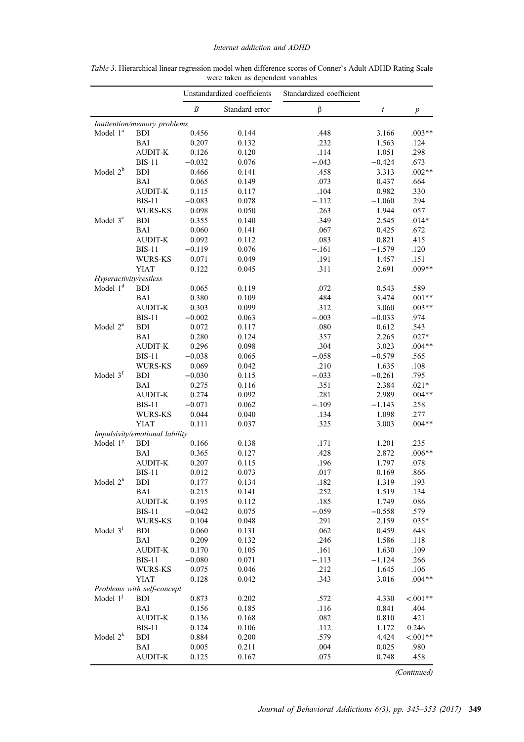*Table 3*. Hierarchical linear regression model when difference scores of Conner's Adult ADHD Rating Scale were taken as dependent variables

| | | Unstandardized coefficients | | Standardized coefficient | | |
|---|---|---|---|---|---|---|
| | | *B* | Standard error | β | *t* | *p* |
| *Inattention/memory problems* | | | | | | |
| Model 1[a] | BDI | 0.456 | 0.144 | .448 | 3.166 | .003** |
| | BAI | 0.207 | 0.132 | .232 | 1.563 | .124 |
| | AUDIT-K | 0.126 | 0.120 | .114 | 1.051 | .298 |
| | BIS-11 | −0.032 | 0.076 | −.043 | −0.424 | .673 |
| Model 2[b] | BDI | 0.466 | 0.141 | .458 | 3.313 | .002** |
| | BAI | 0.065 | 0.149 | .073 | 0.437 | .664 |
| | AUDIT-K | 0.115 | 0.117 | .104 | 0.982 | .330 |
| | BIS-11 | −0.083 | 0.078 | −.112 | −1.060 | .294 |
| | WURS-KS | 0.098 | 0.050 | .263 | 1.944 | .057 |
| Model 3[c] | BDI | 0.355 | 0.140 | .349 | 2.545 | .014* |
| | BAI | 0.060 | 0.141 | .067 | 0.425 | .672 |
| | AUDIT-K | 0.092 | 0.112 | .083 | 0.821 | .415 |
| | BIS-11 | −0.119 | 0.076 | −.161 | −1.579 | .120 |
| | WURS-KS | 0.071 | 0.049 | .191 | 1.457 | .151 |
| | YIAT | 0.122 | 0.045 | .311 | 2.691 | .009** |
| *Hyperactivity/restless* | | | | | | |
| Model 1[d] | BDI | 0.065 | 0.119 | .072 | 0.543 | .589 |
| | BAI | 0.380 | 0.109 | .484 | 3.474 | .001** |
| | AUDIT-K | 0.303 | 0.099 | .312 | 3.060 | .003** |
| | BIS-11 | −0.002 | 0.063 | −.003 | −0.033 | .974 |
| Model 2[e] | BDI | 0.072 | 0.117 | .080 | 0.612 | .543 |
| | BAI | 0.280 | 0.124 | .357 | 2.265 | .027* |
| | AUDIT-K | 0.296 | 0.098 | .304 | 3.023 | .004** |
| | BIS-11 | −0.038 | 0.065 | −.058 | −0.579 | .565 |
| | WURS-KS | 0.069 | 0.042 | .210 | 1.635 | .108 |
| Model 3[f] | BDI | −0.030 | 0.115 | −.033 | −0.261 | .795 |
| | BAI | 0.275 | 0.116 | .351 | 2.384 | .021* |
| | AUDIT-K | 0.274 | 0.092 | .281 | 2.989 | .004** |
| | BIS-11 | −0.071 | 0.062 | −.109 | −1.143 | .258 |
| | WURS-KS | 0.044 | 0.040 | .134 | 1.098 | .277 |
| | YIAT | 0.111 | 0.037 | .325 | 3.003 | .004** |
| *Impulsivity/emotional lability* | | | | | | |
| Model 1[g] | BDI | 0.166 | 0.138 | .171 | 1.201 | .235 |
| | BAI | 0.365 | 0.127 | .428 | 2.872 | .006** |
| | AUDIT-K | 0.207 | 0.115 | .196 | 1.797 | .078 |
| | BIS-11 | 0.012 | 0.073 | .017 | 0.169 | .866 |
| Model 2[h] | BDI | 0.177 | 0.134 | .182 | 1.319 | .193 |
| | BAI | 0.215 | 0.141 | .252 | 1.519 | .134 |
| | AUDIT-K | 0.195 | 0.112 | .185 | 1.749 | .086 |
| | BIS-11 | −0.042 | 0.075 | −.059 | −0.558 | .579 |
| | WURS-KS | 0.104 | 0.048 | .291 | 2.159 | .035* |
| Model 3[i] | BDI | 0.060 | 0.131 | .062 | 0.459 | .648 |
| | BAI | 0.209 | 0.132 | .246 | 1.586 | .118 |
| | AUDIT-K | 0.170 | 0.105 | .161 | 1.630 | .109 |
| | BIS-11 | −0.080 | 0.071 | −.113 | −1.124 | .266 |
| | WURS-KS | 0.075 | 0.046 | .212 | 1.645 | .106 |
| | YIAT | 0.128 | 0.042 | .343 | 3.016 | .004** |
| *Problems with self-concept* | | | | | | |
| Model 1[j] | BDI | 0.873 | 0.202 | .572 | 4.330 | <.001** |
| | BAI | 0.156 | 0.185 | .116 | 0.841 | .404 |
| | AUDIT-K | 0.136 | 0.168 | .082 | 0.810 | .421 |
| | BIS-11 | 0.124 | 0.106 | .112 | 1.172 | 0.246 |
| Model 2[k] | BDI | 0.884 | 0.200 | .579 | 4.424 | <.001** |
| | BAI | 0.005 | 0.211 | .004 | 0.025 | .980 |
| | AUDIT-K | 0.125 | 0.167 | .075 | 0.748 | .458 |

*(Continued)*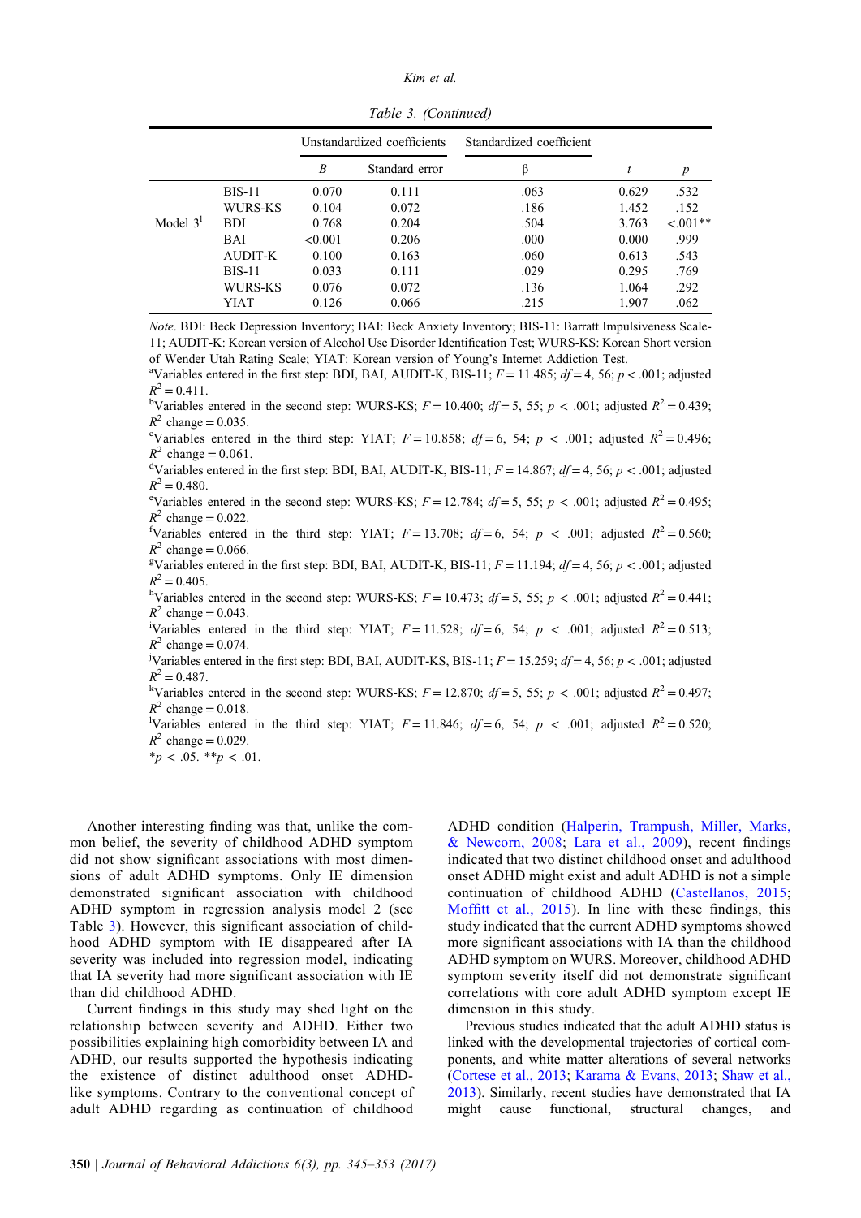*Table 3. (Continued)*

| | | Unstandardized coefficients | | Standardized coefficient | | |
|---|---|---|---|---|---|---|
| | | *B* | Standard error | β | *t* | *p* |
| | BIS-11 | 0.070 | 0.111 | .063 | 0.629 | .532 |
| | WURS-KS | 0.104 | 0.072 | .186 | 1.452 | .152 |
| Model 3[l] | BDI | 0.768 | 0.204 | .504 | 3.763 | <.001** |
| | BAI | <0.001 | 0.206 | .000 | 0.000 | .999 |
| | AUDIT-K | 0.100 | 0.163 | .060 | 0.613 | .543 |
| | BIS-11 | 0.033 | 0.111 | .029 | 0.295 | .769 |
| | WURS-KS | 0.076 | 0.072 | .136 | 1.064 | .292 |
| | YIAT | 0.126 | 0.066 | .215 | 1.907 | .062 |

*Note*. BDI: Beck Depression Inventory; BAI: Beck Anxiety Inventory; BIS-11: Barratt Impulsiveness Scale-11; AUDIT-K: Korean version of Alcohol Use Disorder Identification Test; WURS-KS: Korean Short version of Wender Utah Rating Scale; YIAT: Korean version of Young's Internet Addiction Test.

[a]Variables entered in the first step: BDI, BAI, AUDIT-K, BIS-11; $F = 11.485$; $df = 4, 56$; $p < .001$; adjusted $R^2 = 0.411$.

[b]Variables entered in the second step: WURS-KS; $F = 10.400$; $df = 5, 55$; $p < .001$; adjusted $R^2 = 0.439$; $R^2$ change $= 0.035$.

[c]Variables entered in the third step: YIAT; $F = 10.858$; $df = 6, 54$; $p < .001$; adjusted $R^2 = 0.496$; $R^2$ change $= 0.061$.

[d]Variables entered in the first step: BDI, BAI, AUDIT-K, BIS-11; $F = 14.867$; $df = 4, 56$; $p < .001$; adjusted $R^2 = 0.480$.

[e]Variables entered in the second step: WURS-KS; $F = 12.784$; $df = 5, 55$; $p < .001$; adjusted $R^2 = 0.495$; $R^2$ change $= 0.022$.

[f]Variables entered in the third step: YIAT; $F = 13.708$; $df = 6, 54$; $p < .001$; adjusted $R^2 = 0.560$; $R^2$ change $= 0.066$.

[g]Variables entered in the first step: BDI, BAI, AUDIT-K, BIS-11; $F = 11.194$; $df = 4, 56$; $p < .001$; adjusted $R^2 = 0.405$.

[h]Variables entered in the second step: WURS-KS; $F = 10.473$; $df = 5, 55$; $p < .001$; adjusted $R^2 = 0.441$; $R^2$ change $= 0.043$.

[i]Variables entered in the third step: YIAT; $F = 11.528$; $df = 6, 54$; $p < .001$; adjusted $R^2 = 0.513$; $R^2$ change $= 0.074$.

[j]Variables entered in the first step: BDI, BAI, AUDIT-KS, BIS-11; $F = 15.259$; $df = 4, 56$; $p < .001$; adjusted $R^2 = 0.487$.

[k]Variables entered in the second step: WURS-KS; $F = 12.870$; $df = 5, 55$; $p < .001$; adjusted $R^2 = 0.497$; $R^2$ change $= 0.018$.

[l]Variables entered in the third step: YIAT; $F = 11.846$; $df = 6, 54$; $p < .001$; adjusted $R^2 = 0.520$; $R^2$ change $= 0.029$.

$*p < .05$. $**p < .01$.

Another interesting finding was that, unlike the common belief, the severity of childhood ADHD symptom did not show significant associations with most dimensions of adult ADHD symptoms. Only IE dimension demonstrated significant association with childhood ADHD symptom in regression analysis model 2 (see Table 3). However, this significant association of childhood ADHD symptom with IE disappeared after IA severity was included into regression model, indicating that IA severity had more significant association with IE than did childhood ADHD.

Current findings in this study may shed light on the relationship between severity and ADHD. Either two possibilities explaining high comorbidity between IA and ADHD, our results supported the hypothesis indicating the existence of distinct adulthood onset ADHD-like symptoms. Contrary to the conventional concept of adult ADHD regarding as continuation of childhood ADHD condition (Halperin, Trampush, Miller, Marks, & Newcorn, 2008; Lara et al., 2009), recent findings indicated that two distinct childhood onset and adulthood onset ADHD might exist and adult ADHD is not a simple continuation of childhood ADHD (Castellanos, 2015; Moffitt et al., 2015). In line with these findings, this study indicated that the current ADHD symptoms showed more significant associations with IA than the childhood ADHD symptom on WURS. Moreover, childhood ADHD symptom severity itself did not demonstrate significant correlations with core adult ADHD symptom except IE dimension in this study.

Previous studies indicated that the adult ADHD status is linked with the developmental trajectories of cortical components, and white matter alterations of several networks (Cortese et al., 2013; Karama & Evans, 2013; Shaw et al., 2013). Similarly, recent studies have demonstrated that IA might cause functional, structural changes, and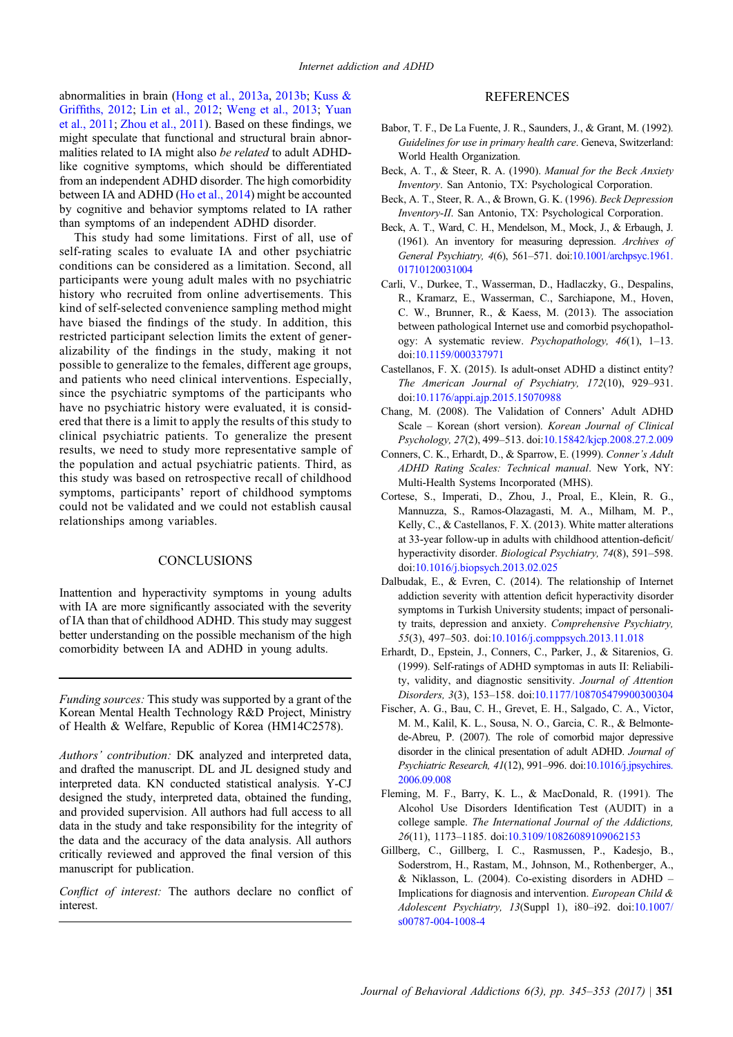abnormalities in brain (Hong et al., 2013a, 2013b; Kuss & Griffiths, 2012; Lin et al., 2012; Weng et al., 2013; Yuan et al., 2011; Zhou et al., 2011). Based on these findings, we might speculate that functional and structural brain abnormalities related to IA might also *be related* to adult ADHD-like cognitive symptoms, which should be differentiated from an independent ADHD disorder. The high comorbidity between IA and ADHD (Ho et al., 2014) might be accounted by cognitive and behavior symptoms related to IA rather than symptoms of an independent ADHD disorder.

This study had some limitations. First of all, use of self-rating scales to evaluate IA and other psychiatric conditions can be considered as a limitation. Second, all participants were young adult males with no psychiatric history who recruited from online advertisements. This kind of self-selected convenience sampling method might have biased the findings of the study. In addition, this restricted participant selection limits the extent of generalizability of the findings in the study, making it not possible to generalize to the females, different age groups, and patients who need clinical interventions. Especially, since the psychiatric symptoms of the participants who have no psychiatric history were evaluated, it is considered that there is a limit to apply the results of this study to clinical psychiatric patients. To generalize the present results, we need to study more representative sample of the population and actual psychiatric patients. Third, as this study was based on retrospective recall of childhood symptoms, participants' report of childhood symptoms could not be validated and we could not establish causal relationships among variables.

## CONCLUSIONS

Inattention and hyperactivity symptoms in young adults with IA are more significantly associated with the severity of IA than that of childhood ADHD. This study may suggest better understanding on the possible mechanism of the high comorbidity between IA and ADHD in young adults.

---

*Funding sources:* This study was supported by a grant of the Korean Mental Health Technology R&D Project, Ministry of Health & Welfare, Republic of Korea (HM14C2578).

*Authors' contribution:* DK analyzed and interpreted data, and drafted the manuscript. DL and JL designed study and interpreted data. KN conducted statistical analysis. Y-CJ designed the study, interpreted data, obtained the funding, and provided supervision. All authors had full access to all data in the study and take responsibility for the integrity of the data and the accuracy of the data analysis. All authors critically reviewed and approved the final version of this manuscript for publication.

*Conflict of interest:* The authors declare no conflict of interest.

---

## REFERENCES

Babor, T. F., De La Fuente, J. R., Saunders, J., & Grant, M. (1992). *Guidelines for use in primary health care*. Geneva, Switzerland: World Health Organization.

Beck, A. T., & Steer, R. A. (1990). *Manual for the Beck Anxiety Inventory*. San Antonio, TX: Psychological Corporation.

Beck, A. T., Steer, R. A., & Brown, G. K. (1996). *Beck Depression Inventory-II*. San Antonio, TX: Psychological Corporation.

Beck, A. T., Ward, C. H., Mendelson, M., Mock, J., & Erbaugh, J. (1961). An inventory for measuring depression. *Archives of General Psychiatry, 4*(6), 561–571. doi:10.1001/archpsyc.1961.01710120031004

Carli, V., Durkee, T., Wasserman, D., Hadlaczky, G., Despalins, R., Kramarz, E., Wasserman, C., Sarchiapone, M., Hoven, C. W., Brunner, R., & Kaess, M. (2013). The association between pathological Internet use and comorbid psychopathology: A systematic review. *Psychopathology, 46*(1), 1–13. doi:10.1159/000337971

Castellanos, F. X. (2015). Is adult-onset ADHD a distinct entity? *The American Journal of Psychiatry, 172*(10), 929–931. doi:10.1176/appi.ajp.2015.15070988

Chang, M. (2008). The Validation of Conners' Adult ADHD Scale – Korean (short version). *Korean Journal of Clinical Psychology, 27*(2), 499–513. doi:10.15842/kjcp.2008.27.2.009

Conners, C. K., Erhardt, D., & Sparrow, E. (1999). *Conner's Adult ADHD Rating Scales: Technical manual*. New York, NY: Multi-Health Systems Incorporated (MHS).

Cortese, S., Imperati, D., Zhou, J., Proal, E., Klein, R. G., Mannuzza, S., Ramos-Olazagasti, M. A., Milham, M. P., Kelly, C., & Castellanos, F. X. (2013). White matter alterations at 33-year follow-up in adults with childhood attention-deficit/hyperactivity disorder. *Biological Psychiatry, 74*(8), 591–598. doi:10.1016/j.biopsych.2013.02.025

Dalbudak, E., & Evren, C. (2014). The relationship of Internet addiction severity with attention deficit hyperactivity disorder symptoms in Turkish University students; impact of personality traits, depression and anxiety. *Comprehensive Psychiatry, 55*(3), 497–503. doi:10.1016/j.comppsych.2013.11.018

Erhardt, D., Epstein, J., Conners, C., Parker, J., & Sitarenios, G. (1999). Self-ratings of ADHD symptomas in auts II: Reliability, validity, and diagnostic sensitivity. *Journal of Attention Disorders, 3*(3), 153–158. doi:10.1177/108705479900300304

Fischer, A. G., Bau, C. H., Grevet, E. H., Salgado, C. A., Victor, M. M., Kalil, K. L., Sousa, N. O., Garcia, C. R., & Belmonte-de-Abreu, P. (2007). The role of comorbid major depressive disorder in the clinical presentation of adult ADHD. *Journal of Psychiatric Research, 41*(12), 991–996. doi:10.1016/j.jpsychires.2006.09.008

Fleming, M. F., Barry, K. L., & MacDonald, R. (1991). The Alcohol Use Disorders Identification Test (AUDIT) in a college sample. *The International Journal of the Addictions, 26*(11), 1173–1185. doi:10.3109/10826089109062153

Gillberg, C., Gillberg, I. C., Rasmussen, P., Kadesjo, B., Soderstrom, H., Rastam, M., Johnson, M., Rothenberger, A., & Niklasson, L. (2004). Co-existing disorders in ADHD – Implications for diagnosis and intervention. *European Child & Adolescent Psychiatry, 13*(Suppl 1), i80–i92. doi:10.1007/s00787-004-1008-4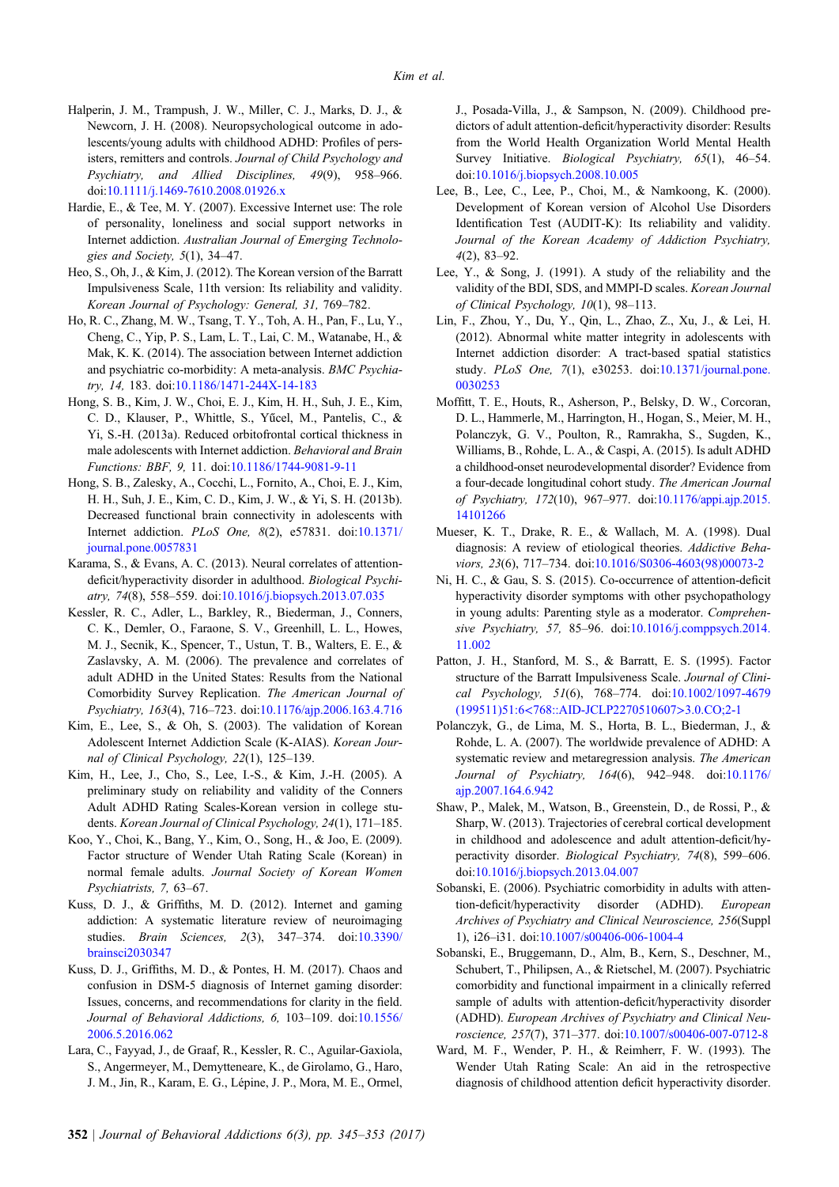Halperin, J. M., Trampush, J. W., Miller, C. J., Marks, D. J., & Newcorn, J. H. (2008). Neuropsychological outcome in adolescents/young adults with childhood ADHD: Profiles of persisters, remitters and controls. *Journal of Child Psychology and Psychiatry, and Allied Disciplines, 49*(9), 958–966. doi:10.1111/j.1469-7610.2008.01926.x

Hardie, E., & Tee, M. Y. (2007). Excessive Internet use: The role of personality, loneliness and social support networks in Internet addiction. *Australian Journal of Emerging Technologies and Society, 5*(1), 34–47.

Heo, S., Oh, J., & Kim, J. (2012). The Korean version of the Barratt Impulsiveness Scale, 11th version: Its reliability and validity. *Korean Journal of Psychology: General, 31,* 769–782.

Ho, R. C., Zhang, M. W., Tsang, T. Y., Toh, A. H., Pan, F., Lu, Y., Cheng, C., Yip, P. S., Lam, L. T., Lai, C. M., Watanabe, H., & Mak, K. K. (2014). The association between Internet addiction and psychiatric co-morbidity: A meta-analysis. *BMC Psychiatry, 14,* 183. doi:10.1186/1471-244X-14-183

Hong, S. B., Kim, J. W., Choi, E. J., Kim, H. H., Suh, J. E., Kim, C. D., Klauser, P., Whittle, S., Yűcel, M., Pantelis, C., & Yi, S.-H. (2013a). Reduced orbitofrontal cortical thickness in male adolescents with Internet addiction. *Behavioral and Brain Functions: BBF, 9,* 11. doi:10.1186/1744-9081-9-11

Hong, S. B., Zalesky, A., Cocchi, L., Fornito, A., Choi, E. J., Kim, H. H., Suh, J. E., Kim, C. D., Kim, J. W., & Yi, S. H. (2013b). Decreased functional brain connectivity in adolescents with Internet addiction. *PLoS One, 8*(2), e57831. doi:10.1371/journal.pone.0057831

Karama, S., & Evans, A. C. (2013). Neural correlates of attention-deficit/hyperactivity disorder in adulthood. *Biological Psychiatry, 74*(8), 558–559. doi:10.1016/j.biopsych.2013.07.035

Kessler, R. C., Adler, L., Barkley, R., Biederman, J., Conners, C. K., Demler, O., Faraone, S. V., Greenhill, L. L., Howes, M. J., Secnik, K., Spencer, T., Ustun, T. B., Walters, E. E., & Zaslavsky, A. M. (2006). The prevalence and correlates of adult ADHD in the United States: Results from the National Comorbidity Survey Replication. *The American Journal of Psychiatry, 163*(4), 716–723. doi:10.1176/ajp.2006.163.4.716

Kim, E., Lee, S., & Oh, S. (2003). The validation of Korean Adolescent Internet Addiction Scale (K-AIAS). *Korean Journal of Clinical Psychology, 22*(1), 125–139.

Kim, H., Lee, J., Cho, S., Lee, I.-S., & Kim, J.-H. (2005). A preliminary study on reliability and validity of the Conners Adult ADHD Rating Scales-Korean version in college students. *Korean Journal of Clinical Psychology, 24*(1), 171–185.

Koo, Y., Choi, K., Bang, Y., Kim, O., Song, H., & Joo, E. (2009). Factor structure of Wender Utah Rating Scale (Korean) in normal female adults. *Journal Society of Korean Women Psychiatrists, 7,* 63–67.

Kuss, D. J., & Griffiths, M. D. (2012). Internet and gaming addiction: A systematic literature review of neuroimaging studies. *Brain Sciences, 2*(3), 347–374. doi:10.3390/brainsci2030347

Kuss, D. J., Griffiths, M. D., & Pontes, H. M. (2017). Chaos and confusion in DSM-5 diagnosis of Internet gaming disorder: Issues, concerns, and recommendations for clarity in the field. *Journal of Behavioral Addictions, 6,* 103–109. doi:10.1556/2006.5.2016.062

Lara, C., Fayyad, J., de Graaf, R., Kessler, R. C., Aguilar-Gaxiola, S., Angermeyer, M., Demytteneare, K., de Girolamo, G., Haro, J. M., Jin, R., Karam, E. G., Lépine, J. P., Mora, M. E., Ormel, J., Posada-Villa, J., & Sampson, N. (2009). Childhood predictors of adult attention-deficit/hyperactivity disorder: Results from the World Health Organization World Mental Health Survey Initiative. *Biological Psychiatry, 65*(1), 46–54. doi:10.1016/j.biopsych.2008.10.005

Lee, B., Lee, C., Lee, P., Choi, M., & Namkoong, K. (2000). Development of Korean version of Alcohol Use Disorders Identification Test (AUDIT-K): Its reliability and validity. *Journal of the Korean Academy of Addiction Psychiatry, 4*(2), 83–92.

Lee, Y., & Song, J. (1991). A study of the reliability and the validity of the BDI, SDS, and MMPI-D scales. *Korean Journal of Clinical Psychology, 10*(1), 98–113.

Lin, F., Zhou, Y., Du, Y., Qin, L., Zhao, Z., Xu, J., & Lei, H. (2012). Abnormal white matter integrity in adolescents with Internet addiction disorder: A tract-based spatial statistics study. *PLoS One, 7*(1), e30253. doi:10.1371/journal.pone.0030253

Moffitt, T. E., Houts, R., Asherson, P., Belsky, D. W., Corcoran, D. L., Hammerle, M., Harrington, H., Hogan, S., Meier, M. H., Polanczyk, G. V., Poulton, R., Ramrakha, S., Sugden, K., Williams, B., Rohde, L. A., & Caspi, A. (2015). Is adult ADHD a childhood-onset neurodevelopmental disorder? Evidence from a four-decade longitudinal cohort study. *The American Journal of Psychiatry, 172*(10), 967–977. doi:10.1176/appi.ajp.2015.14101266

Mueser, K. T., Drake, R. E., & Wallach, M. A. (1998). Dual diagnosis: A review of etiological theories. *Addictive Behaviors, 23*(6), 717–734. doi:10.1016/S0306-4603(98)00073-2

Ni, H. C., & Gau, S. S. (2015). Co-occurrence of attention-deficit hyperactivity disorder symptoms with other psychopathology in young adults: Parenting style as a moderator. *Comprehensive Psychiatry, 57,* 85–96. doi:10.1016/j.comppsych.2014.11.002

Patton, J. H., Stanford, M. S., & Barratt, E. S. (1995). Factor structure of the Barratt Impulsiveness Scale. *Journal of Clinical Psychology, 51*(6), 768–774. doi:10.1002/1097-4679(199511)51:6<768::AID-JCLP2270510607>3.0.CO;2-1

Polanczyk, G., de Lima, M. S., Horta, B. L., Biederman, J., & Rohde, L. A. (2007). The worldwide prevalence of ADHD: A systematic review and metaregression analysis. *The American Journal of Psychiatry, 164*(6), 942–948. doi:10.1176/ajp.2007.164.6.942

Shaw, P., Malek, M., Watson, B., Greenstein, D., de Rossi, P., & Sharp, W. (2013). Trajectories of cerebral cortical development in childhood and adolescence and adult attention-deficit/hyperactivity disorder. *Biological Psychiatry, 74*(8), 599–606. doi:10.1016/j.biopsych.2013.04.007

Sobanski, E. (2006). Psychiatric comorbidity in adults with attention-deficit/hyperactivity disorder (ADHD). *European Archives of Psychiatry and Clinical Neuroscience, 256*(Suppl 1), i26–i31. doi:10.1007/s00406-006-1004-4

Sobanski, E., Bruggemann, D., Alm, B., Kern, S., Deschner, M., Schubert, T., Philipsen, A., & Rietschel, M. (2007). Psychiatric comorbidity and functional impairment in a clinically referred sample of adults with attention-deficit/hyperactivity disorder (ADHD). *European Archives of Psychiatry and Clinical Neuroscience, 257*(7), 371–377. doi:10.1007/s00406-007-0712-8

Ward, M. F., Wender, P. H., & Reimherr, F. W. (1993). The Wender Utah Rating Scale: An aid in the retrospective diagnosis of childhood attention deficit hyperactivity disorder.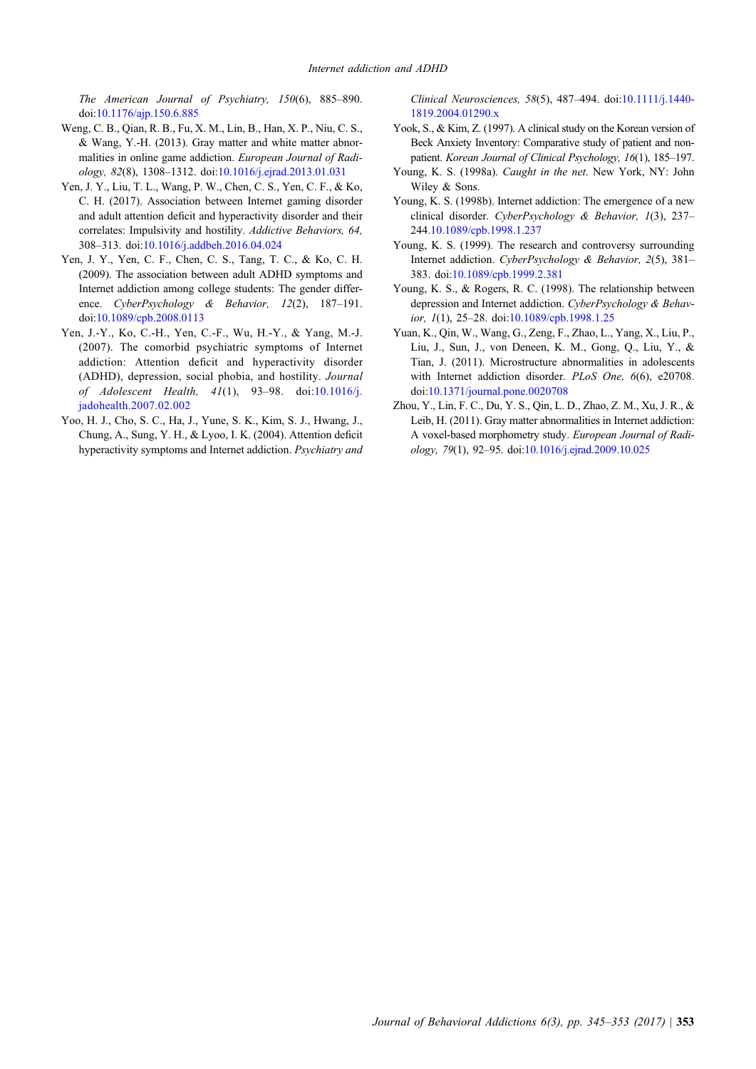*The American Journal of Psychiatry, 150*(6), 885–890. doi:10.1176/ajp.150.6.885

Weng, C. B., Qian, R. B., Fu, X. M., Lin, B., Han, X. P., Niu, C. S., & Wang, Y.-H. (2013). Gray matter and white matter abnormalities in online game addiction. *European Journal of Radiology, 82*(8), 1308–1312. doi:10.1016/j.ejrad.2013.01.031

Yen, J. Y., Liu, T. L., Wang, P. W., Chen, C. S., Yen, C. F., & Ko, C. H. (2017). Association between Internet gaming disorder and adult attention deficit and hyperactivity disorder and their correlates: Impulsivity and hostility. *Addictive Behaviors, 64,* 308–313. doi:10.1016/j.addbeh.2016.04.024

Yen, J. Y., Yen, C. F., Chen, C. S., Tang, T. C., & Ko, C. H. (2009). The association between adult ADHD symptoms and Internet addiction among college students: The gender difference. *CyberPsychology & Behavior, 12*(2), 187–191. doi:10.1089/cpb.2008.0113

Yen, J.-Y., Ko, C.-H., Yen, C.-F., Wu, H.-Y., & Yang, M.-J. (2007). The comorbid psychiatric symptoms of Internet addiction: Attention deficit and hyperactivity disorder (ADHD), depression, social phobia, and hostility. *Journal of Adolescent Health, 41*(1), 93–98. doi:10.1016/j.jadohealth.2007.02.002

Yoo, H. J., Cho, S. C., Ha, J., Yune, S. K., Kim, S. J., Hwang, J., Chung, A., Sung, Y. H., & Lyoo, I. K. (2004). Attention deficit hyperactivity symptoms and Internet addiction. *Psychiatry and Clinical Neurosciences, 58*(5), 487–494. doi:10.1111/j.1440-1819.2004.01290.x

Yook, S., & Kim, Z. (1997). A clinical study on the Korean version of Beck Anxiety Inventory: Comparative study of patient and non-patient. *Korean Journal of Clinical Psychology, 16*(1), 185–197.

Young, K. S. (1998a). *Caught in the net*. New York, NY: John Wiley & Sons.

Young, K. S. (1998b). Internet addiction: The emergence of a new clinical disorder. *CyberPsychology & Behavior, 1*(3), 237–244.10.1089/cpb.1998.1.237

Young, K. S. (1999). The research and controversy surrounding Internet addiction. *CyberPsychology & Behavior, 2*(5), 381–383. doi:10.1089/cpb.1999.2.381

Young, K. S., & Rogers, R. C. (1998). The relationship between depression and Internet addiction. *CyberPsychology & Behavior, 1*(1), 25–28. doi:10.1089/cpb.1998.1.25

Yuan, K., Qin, W., Wang, G., Zeng, F., Zhao, L., Yang, X., Liu, P., Liu, J., Sun, J., von Deneen, K. M., Gong, Q., Liu, Y., & Tian, J. (2011). Microstructure abnormalities in adolescents with Internet addiction disorder. *PLoS One, 6*(6), e20708. doi:10.1371/journal.pone.0020708

Zhou, Y., Lin, F. C., Du, Y. S., Qin, L. D., Zhao, Z. M., Xu, J. R., & Leib, H. (2011). Gray matter abnormalities in Internet addiction: A voxel-based morphometry study. *European Journal of Radiology, 79*(1), 92–95. doi:10.1016/j.ejrad.2009.10.025